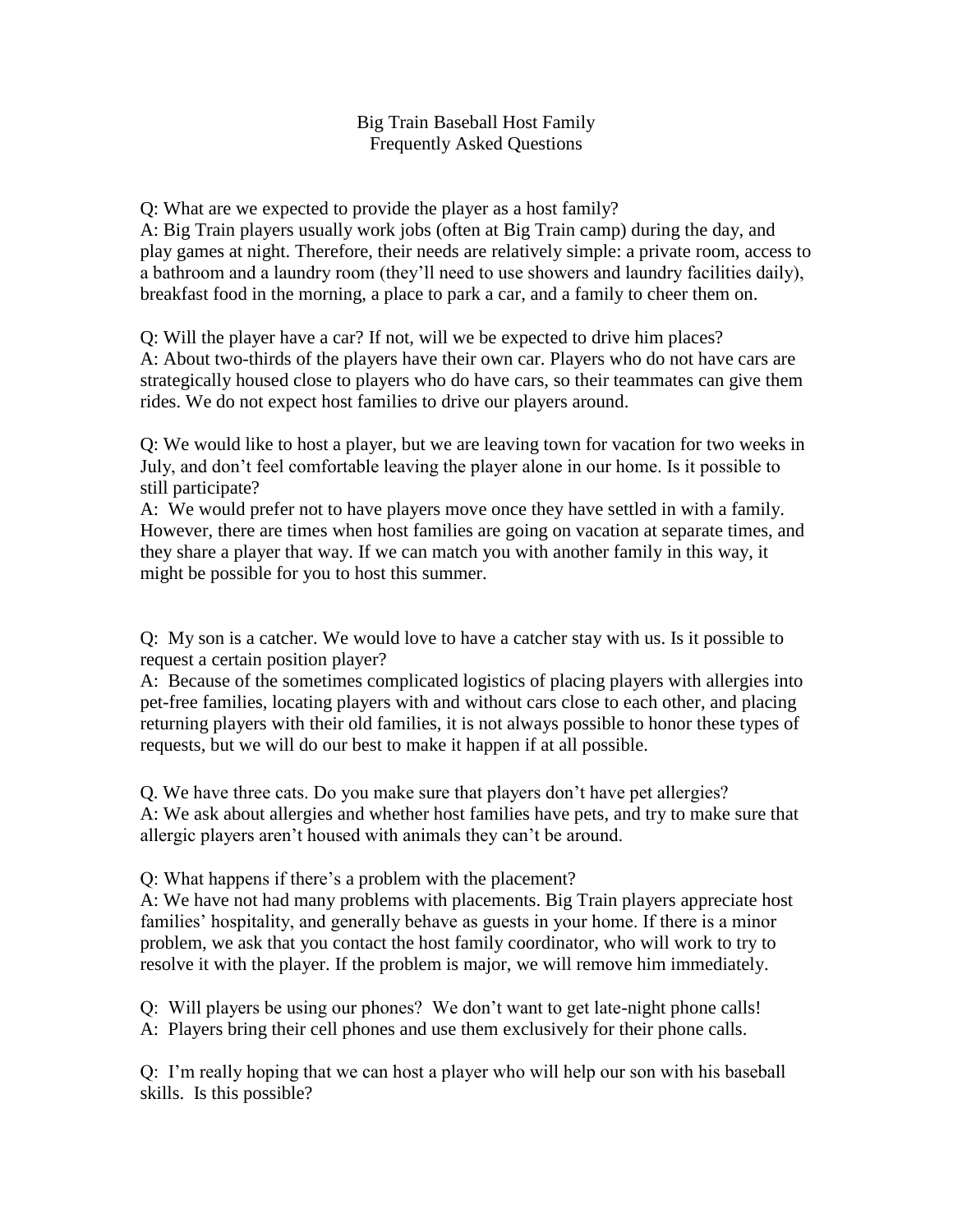# Big Train Baseball Host Family
## Frequently Asked Questions

Q: What are we expected to provide the player as a host family?
A: Big Train players usually work jobs (often at Big Train camp) during the day, and play games at night. Therefore, their needs are relatively simple: a private room, access to a bathroom and a laundry room (they'll need to use showers and laundry facilities daily), breakfast food in the morning, a place to park a car, and a family to cheer them on.

Q: Will the player have a car? If not, will we be expected to drive him places?
A: About two-thirds of the players have their own car. Players who do not have cars are strategically housed close to players who do have cars, so their teammates can give them rides. We do not expect host families to drive our players around.

Q: We would like to host a player, but we are leaving town for vacation for two weeks in July, and don't feel comfortable leaving the player alone in our home. Is it possible to still participate?
A: We would prefer not to have players move once they have settled in with a family. However, there are times when host families are going on vacation at separate times, and they share a player that way. If we can match you with another family in this way, it might be possible for you to host this summer.

Q: My son is a catcher. We would love to have a catcher stay with us. Is it possible to request a certain position player?
A: Because of the sometimes complicated logistics of placing players with allergies into pet-free families, locating players with and without cars close to each other, and placing returning players with their old families, it is not always possible to honor these types of requests, but we will do our best to make it happen if at all possible.

Q. We have three cats. Do you make sure that players don't have pet allergies?
A: We ask about allergies and whether host families have pets, and try to make sure that allergic players aren't housed with animals they can't be around.

Q: What happens if there's a problem with the placement?
A: We have not had many problems with placements. Big Train players appreciate host families' hospitality, and generally behave as guests in your home. If there is a minor problem, we ask that you contact the host family coordinator, who will work to try to resolve it with the player. If the problem is major, we will remove him immediately.

Q: Will players be using our phones? We don't want to get late-night phone calls!
A: Players bring their cell phones and use them exclusively for their phone calls.

Q: I'm really hoping that we can host a player who will help our son with his baseball skills. Is this possible?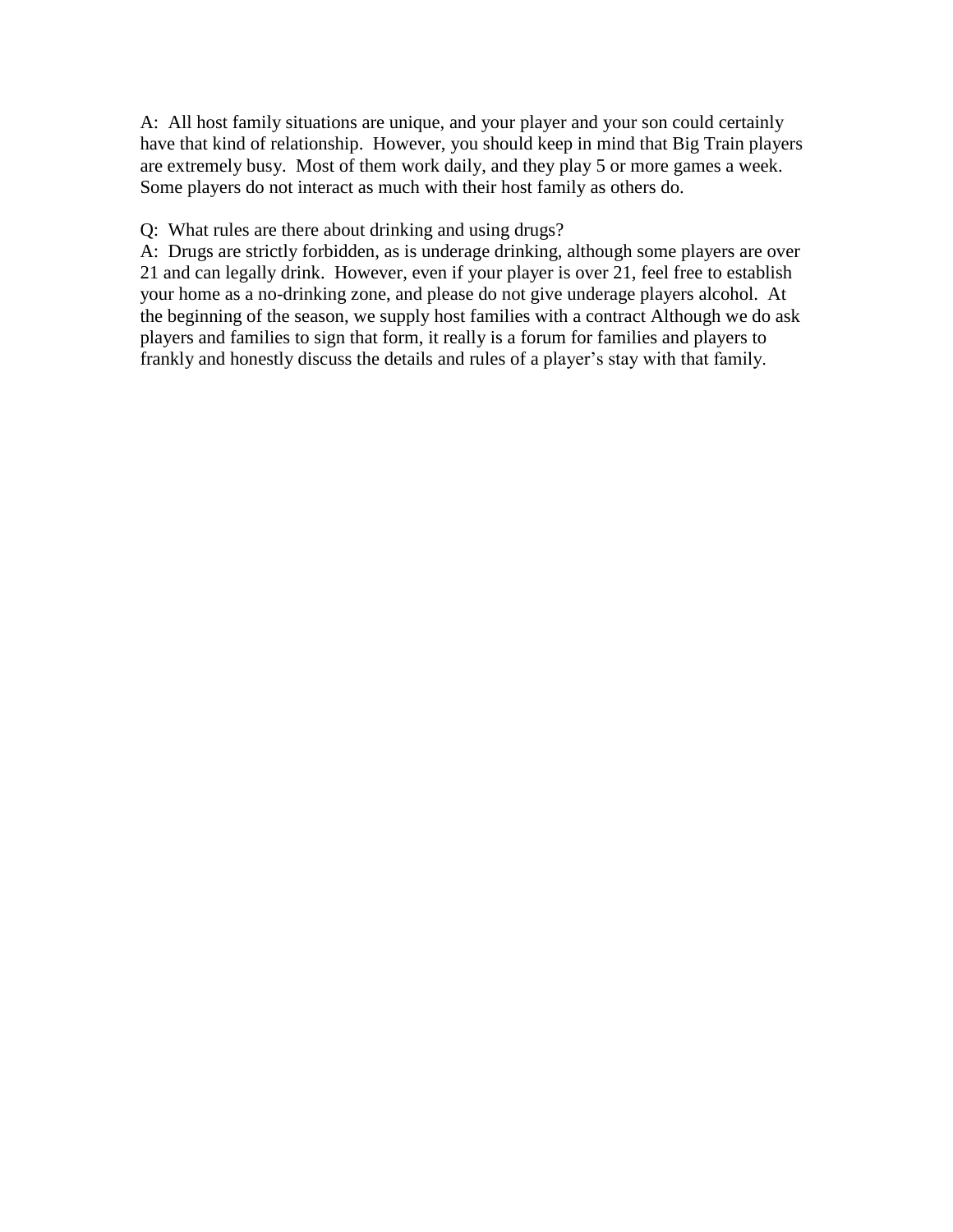A:  All host family situations are unique, and your player and your son could certainly have that kind of relationship.  However, you should keep in mind that Big Train players are extremely busy.  Most of them work daily, and they play 5 or more games a week.  Some players do not interact as much with their host family as others do.

Q:  What rules are there about drinking and using drugs?

A:  Drugs are strictly forbidden, as is underage drinking, although some players are over 21 and can legally drink.  However, even if your player is over 21, feel free to establish your home as a no-drinking zone, and please do not give underage players alcohol.  At the beginning of the season, we supply host families with a contract Although we do ask players and families to sign that form, it really is a forum for families and players to frankly and honestly discuss the details and rules of a player's stay with that family.